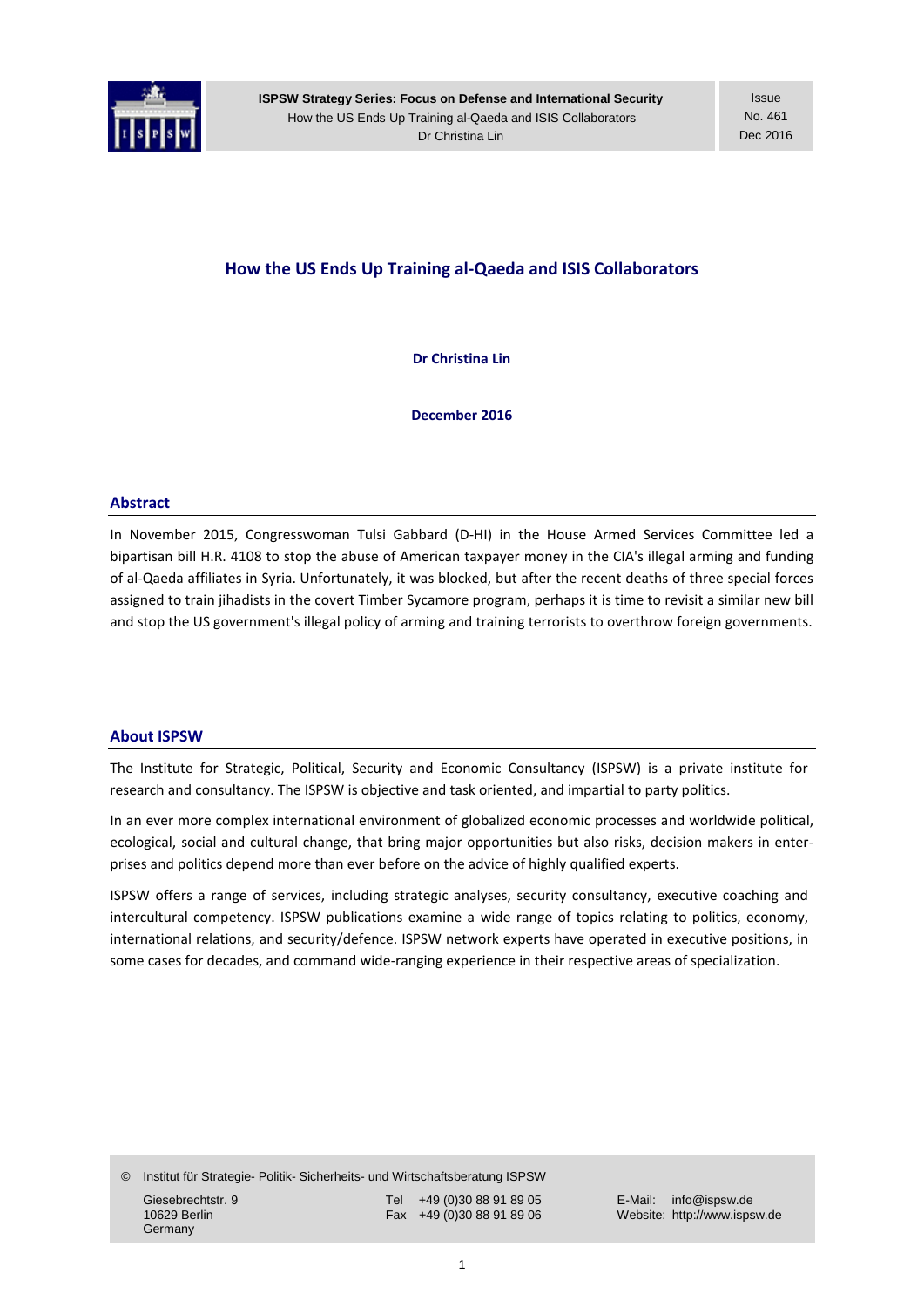# How the US Ends Up Training al-Qaeda and ISIS Collaborators

**Dr Christina Lin**

**December 2016**

## Abstract

In November 2015, Congresswoman Tulsi Gabbard (D-HI) in the House Armed Services Committee led a bipartisan bill H.R. 4108 to stop the abuse of American taxpayer money in the CIA's illegal arming and funding of al-Qaeda affiliates in Syria. Unfortunately, it was blocked, but after the recent deaths of three special forces assigned to train jihadists in the covert Timber Sycamore program, perhaps it is time to revisit a similar new bill and stop the US government's illegal policy of arming and training terrorists to overthrow foreign governments.

## About ISPSW

The Institute for Strategic, Political, Security and Economic Consultancy (ISPSW) is a private institute for research and consultancy. The ISPSW is objective and task oriented, and impartial to party politics.

In an ever more complex international environment of globalized economic processes and worldwide political, ecological, social and cultural change, that bring major opportunities but also risks, decision makers in enterprises and politics depend more than ever before on the advice of highly qualified experts.

ISPSW offers a range of services, including strategic analyses, security consultancy, executive coaching and intercultural competency. ISPSW publications examine a wide range of topics relating to politics, economy, international relations, and security/defence. ISPSW network experts have operated in executive positions, in some cases for decades, and command wide-ranging experience in their respective areas of specialization.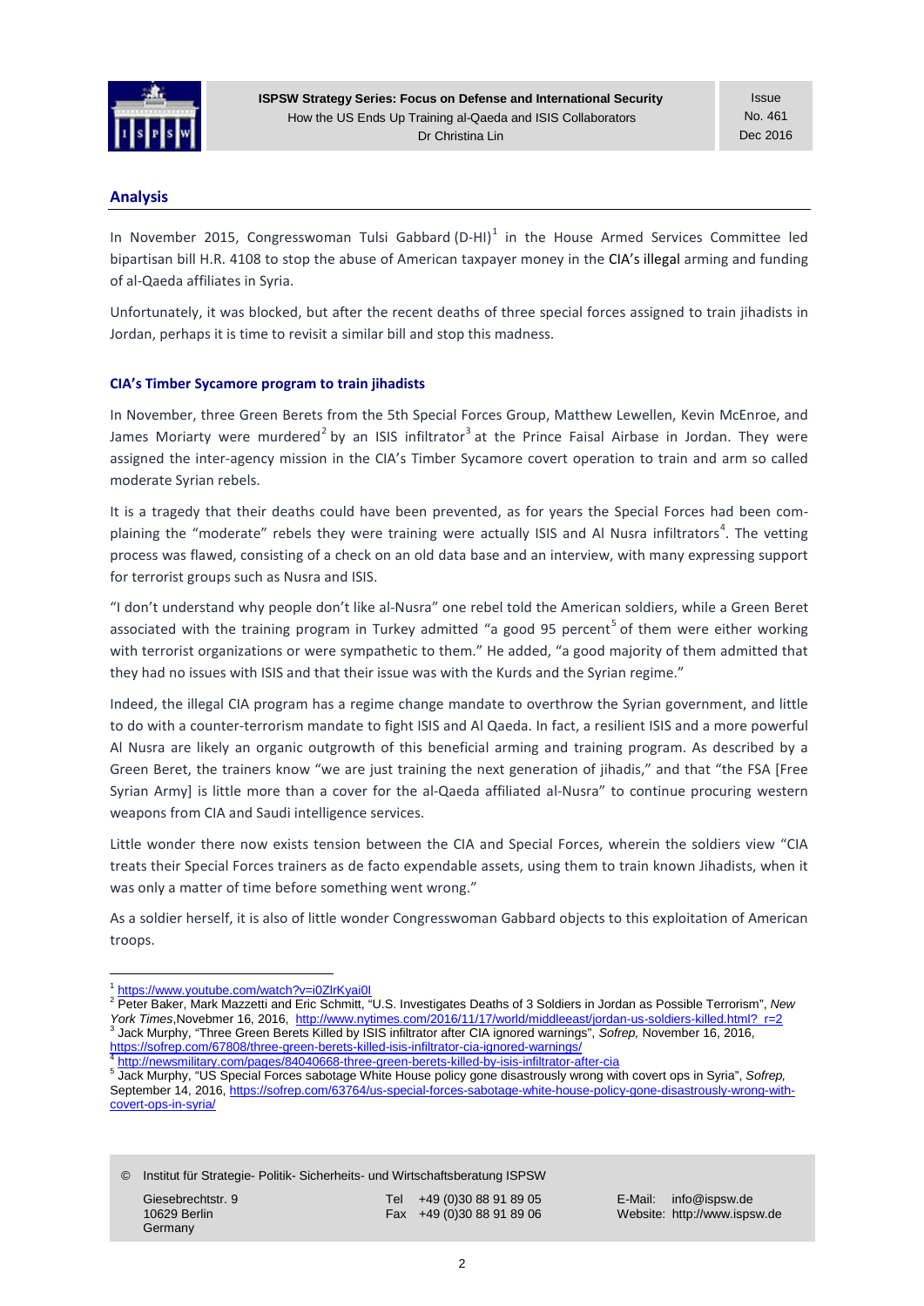## Analysis

In November 2015, Congresswoman Tulsi Gabbard (D-HI)[1] in the House Armed Services Committee led bipartisan bill H.R. 4108 to stop the abuse of American taxpayer money in the CIA's illegal arming and funding of al-Qaeda affiliates in Syria.

Unfortunately, it was blocked, but after the recent deaths of three special forces assigned to train jihadists in Jordan, perhaps it is time to revisit a similar bill and stop this madness.

### CIA's Timber Sycamore program to train jihadists

In November, three Green Berets from the 5th Special Forces Group, Matthew Lewellen, Kevin McEnroe, and James Moriarty were murdered[2] by an ISIS infiltrator[3] at the Prince Faisal Airbase in Jordan. They were assigned the inter-agency mission in the CIA's Timber Sycamore covert operation to train and arm so called moderate Syrian rebels.

It is a tragedy that their deaths could have been prevented, as for years the Special Forces had been complaining the "moderate" rebels they were training were actually ISIS and Al Nusra infiltrators[4]. The vetting process was flawed, consisting of a check on an old data base and an interview, with many expressing support for terrorist groups such as Nusra and ISIS.

"I don't understand why people don't like al-Nusra" one rebel told the American soldiers, while a Green Beret associated with the training program in Turkey admitted "a good 95 percent[5] of them were either working with terrorist organizations or were sympathetic to them." He added, "a good majority of them admitted that they had no issues with ISIS and that their issue was with the Kurds and the Syrian regime."

Indeed, the illegal CIA program has a regime change mandate to overthrow the Syrian government, and little to do with a counter-terrorism mandate to fight ISIS and Al Qaeda. In fact, a resilient ISIS and a more powerful Al Nusra are likely an organic outgrowth of this beneficial arming and training program. As described by a Green Beret, the trainers know "we are just training the next generation of jihadis," and that "the FSA [Free Syrian Army] is little more than a cover for the al-Qaeda affiliated al-Nusra" to continue procuring western weapons from CIA and Saudi intelligence services.

Little wonder there now exists tension between the CIA and Special Forces, wherein the soldiers view "CIA treats their Special Forces trainers as de facto expendable assets, using them to train known Jihadists, when it was only a matter of time before something went wrong."

As a soldier herself, it is also of little wonder Congresswoman Gabbard objects to this exploitation of American troops.

---

[1] https://www.youtube.com/watch?v=i0ZlrKyai0I

[2] Peter Baker, Mark Mazzetti and Eric Schmitt, "U.S. Investigates Deaths of 3 Soldiers in Jordan as Possible Terrorism", *New York Times*, Novebmer 16, 2016, http://www.nytimes.com/2016/11/17/world/middleeast/jordan-us-soldiers-killed.html?_r=2

[3] Jack Murphy, "Three Green Berets Killed by ISIS infiltrator after CIA ignored warnings", *Sofrep*, November 16, 2016, https://sofrep.com/67808/three-green-berets-killed-isis-infiltrator-cia-ignored-warnings/

[4] http://newsmilitary.com/pages/84040668-three-green-berets-killed-by-isis-infiltrator-after-cia

[5] Jack Murphy, "US Special Forces sabotage White House policy gone disastrously wrong with covert ops in Syria", *Sofrep*, September 14, 2016, https://sofrep.com/63764/us-special-forces-sabotage-white-house-policy-gone-disastrously-wrong-with-covert-ops-in-syria/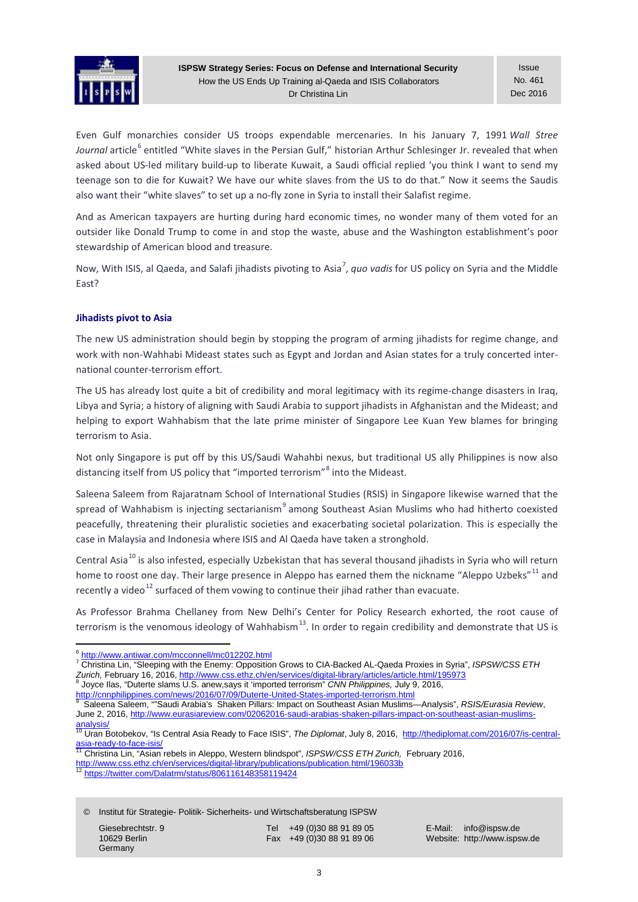Even Gulf monarchies consider US troops expendable mercenaries. In his January 7, 1991 *Wall Stree Journal* article[6] entitled "White slaves in the Persian Gulf," historian Arthur Schlesinger Jr. revealed that when asked about US-led military build-up to liberate Kuwait, a Saudi official replied 'you think I want to send my teenage son to die for Kuwait? We have our white slaves from the US to do that." Now it seems the Saudis also want their "white slaves" to set up a no-fly zone in Syria to install their Salafist regime.

And as American taxpayers are hurting during hard economic times, no wonder many of them voted for an outsider like Donald Trump to come in and stop the waste, abuse and the Washington establishment's poor stewardship of American blood and treasure.

Now, With ISIS, al Qaeda, and Salafi jihadists pivoting to Asia[7], *quo vadis* for US policy on Syria and the Middle East?

### Jihadists pivot to Asia

The new US administration should begin by stopping the program of arming jihadists for regime change, and work with non-Wahhabi Mideast states such as Egypt and Jordan and Asian states for a truly concerted international counter-terrorism effort.

The US has already lost quite a bit of credibility and moral legitimacy with its regime-change disasters in Iraq, Libya and Syria; a history of aligning with Saudi Arabia to support jihadists in Afghanistan and the Mideast; and helping to export Wahhabism that the late prime minister of Singapore Lee Kuan Yew blames for bringing terrorism to Asia.

Not only Singapore is put off by this US/Saudi Wahahbi nexus, but traditional US ally Philippines is now also distancing itself from US policy that "imported terrorism"[8] into the Mideast.

Saleena Saleem from Rajaratnam School of International Studies (RSIS) in Singapore likewise warned that the spread of Wahhabism is injecting sectarianism[9] among Southeast Asian Muslims who had hitherto coexisted peacefully, threatening their pluralistic societies and exacerbating societal polarization. This is especially the case in Malaysia and Indonesia where ISIS and Al Qaeda have taken a stronghold.

Central Asia[10] is also infested, especially Uzbekistan that has several thousand jihadists in Syria who will return home to roost one day. Their large presence in Aleppo has earned them the nickname "Aleppo Uzbeks"[11] and recently a video[12] surfaced of them vowing to continue their jihad rather than evacuate.

As Professor Brahma Chellaney from New Delhi's Center for Policy Research exhorted, the root cause of terrorism is the venomous ideology of Wahhabism[13]. In order to regain credibility and demonstrate that US is

---

[6] http://www.antiwar.com/mcconnell/mc012202.html

[7] Christina Lin, "Sleeping with the Enemy: Opposition Grows to CIA-Backed AL-Qaeda Proxies in Syria", *ISPSW/CSS ETH Zurich,* February 16, 2016, http://www.css.ethz.ch/en/services/digital-library/articles/article.html/195973

[8] Joyce Ilas, "Duterte slams U.S. anew,says it 'imported terrorism" *CNN Philippines,* July 9, 2016, http://cnnphilippines.com/news/2016/07/09/Duterte-United-States-imported-terrorism.html

[9] Saleena Saleem, ""Saudi Arabia's Shaken Pillars: Impact on Southeast Asian Muslims—Analysis", *RSIS/Eurasia Review*, June 2, 2016, http://www.eurasiareview.com/02062016-saudi-arabias-shaken-pillars-impact-on-southeast-asian-muslims-analysis/

[10] Uran Botobekov, "Is Central Asia Ready to Face ISIS", *The Diplomat*, July 8, 2016, http://thediplomat.com/2016/07/is-central-asia-ready-to-face-isis/

[11] Christina Lin, "Asian rebels in Aleppo, Western blindspot", *ISPSW/CSS ETH Zurich,* February 2016, http://www.css.ethz.ch/en/services/digital-library/publications/publication.html/196033b

[12] https://twitter.com/Dalatrm/status/806116148358119424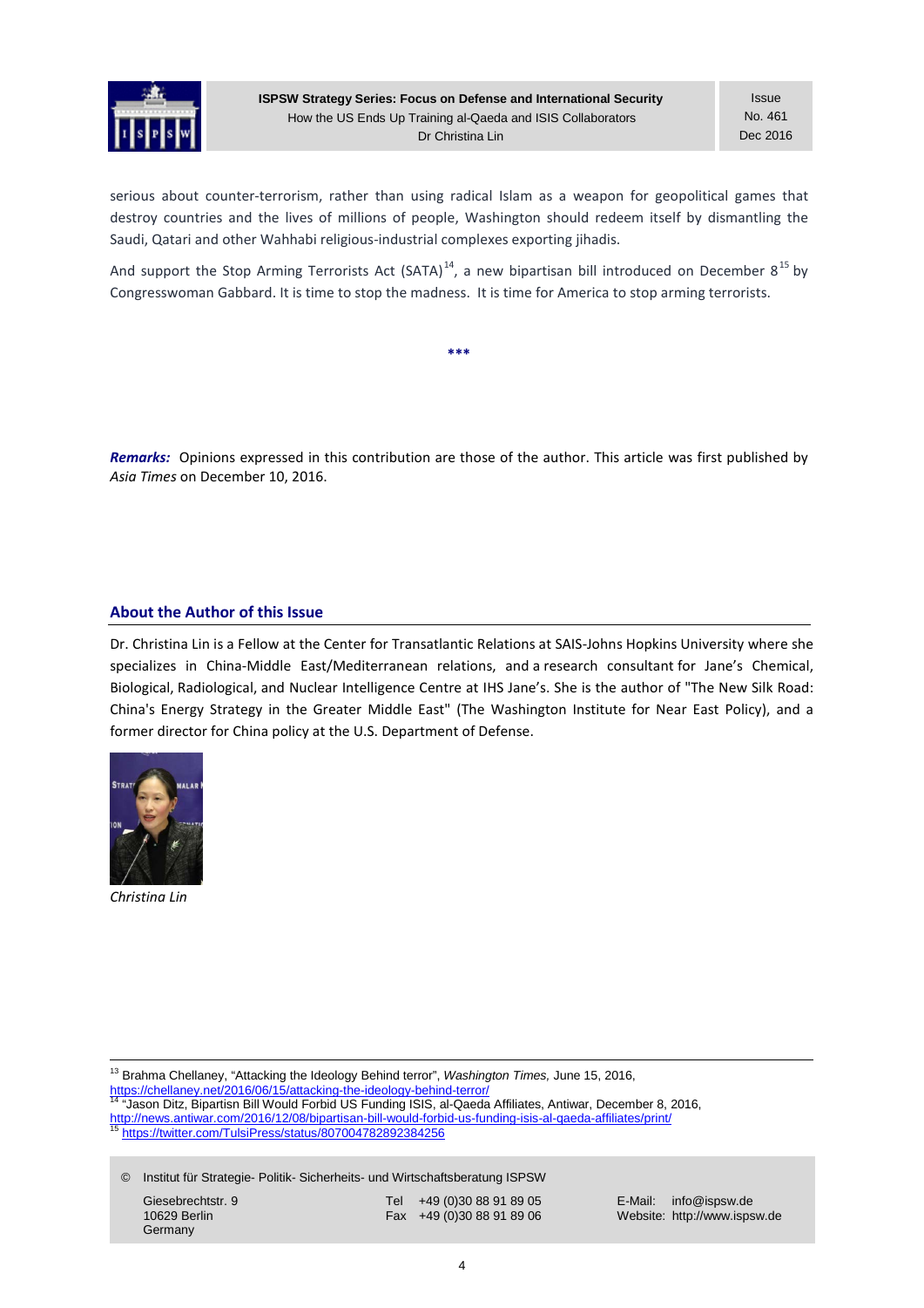serious about counter-terrorism, rather than using radical Islam as a weapon for geopolitical games that destroy countries and the lives of millions of people, Washington should redeem itself by dismantling the Saudi, Qatari and other Wahhabi religious-industrial complexes exporting jihadis.

And support the Stop Arming Terrorists Act (SATA)[14], a new bipartisan bill introduced on December 8[15] by Congresswoman Gabbard. It is time to stop the madness. It is time for America to stop arming terrorists.

***

***Remarks:*** Opinions expressed in this contribution are those of the author. This article was first published by *Asia Times* on December 10, 2016.

## About the Author of this Issue

Dr. Christina Lin is a Fellow at the Center for Transatlantic Relations at SAIS-Johns Hopkins University where she specializes in China-Middle East/Mediterranean relations, and a research consultant for Jane's Chemical, Biological, Radiological, and Nuclear Intelligence Centre at IHS Jane's. She is the author of "The New Silk Road: China's Energy Strategy in the Greater Middle East" (The Washington Institute for Near East Policy), and a former director for China policy at the U.S. Department of Defense.

*Christina Lin*

---

[13] Brahma Chellaney, "Attacking the Ideology Behind terror", *Washington Times,* June 15, 2016, https://chellaney.net/2016/06/15/attacking-the-ideology-behind-terror/

[14] "Jason Ditz, Bipartisan Bill Would Forbid US Funding ISIS, al-Qaeda Affiliates, Antiwar, December 8, 2016, http://news.antiwar.com/2016/12/08/bipartisan-bill-would-forbid-us-funding-isis-al-qaeda-affiliates/print/

[15] https://twitter.com/TulsiPress/status/807004782892384256

© Institut für Strategie- Politik- Sicherheits- und Wirtschaftsberatung ISPSW

Giesebrechtstr. 9
10629 Berlin
Germany

Tel +49 (0)30 88 91 89 05
Fax +49 (0)30 88 91 89 06

E-Mail: info@ispsw.de
Website: http://www.ispsw.de